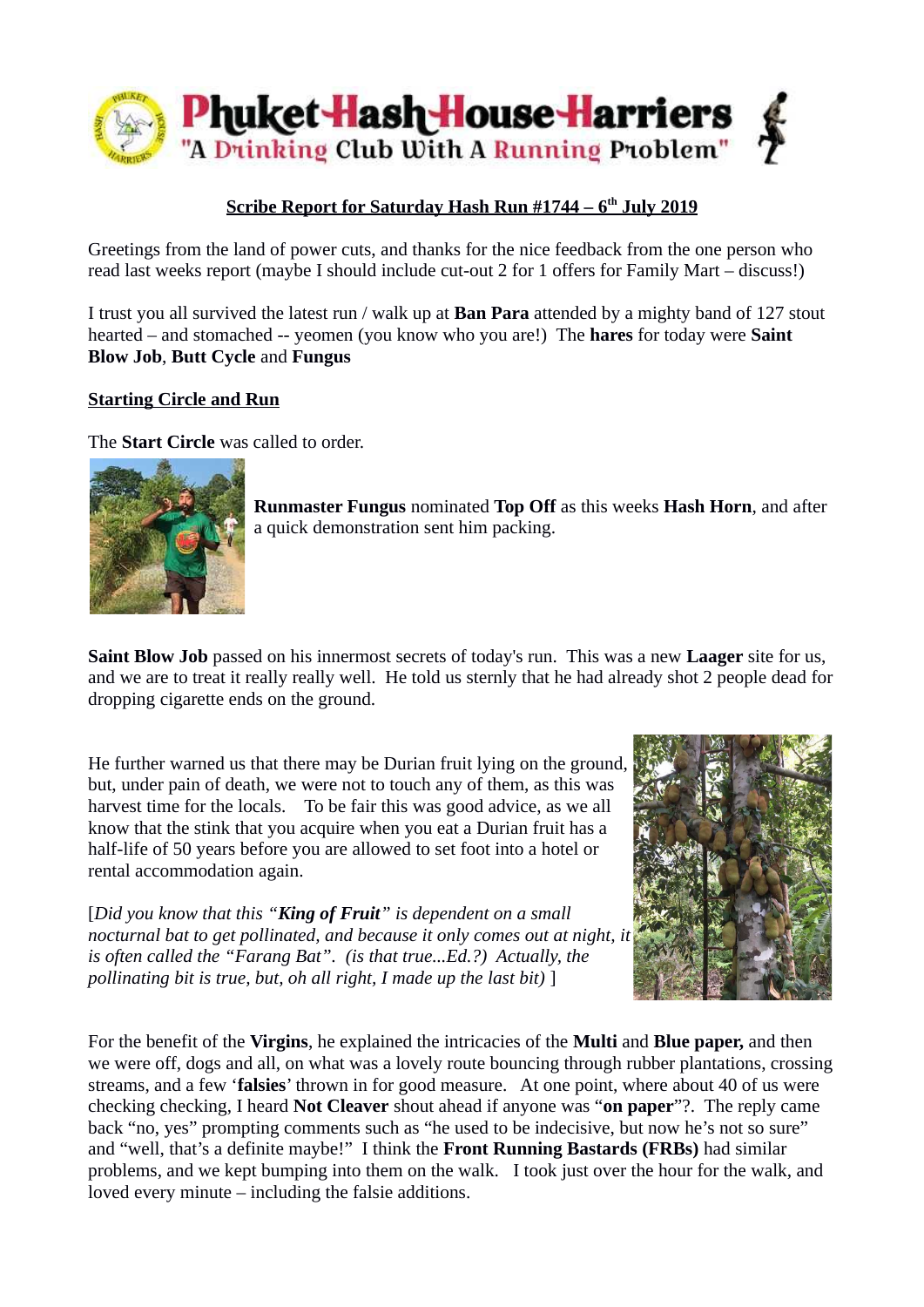# Phuket Hash House Harriers

"A Drinking Club With A Running Problem"

## Scribe Report for Saturday Hash Run #1744 – 6th July 2019

Greetings from the land of power cuts, and thanks for the nice feedback from the one person who read last weeks report (maybe I should include cut-out 2 for 1 offers for Family Mart – discuss!)

I trust you all survived the latest run / walk up at **Ban Para** attended by a mighty band of 127 stout hearted – and stomached -- yeomen (you know who you are!) The **hares** for today were **Saint Blow Job**, **Butt Cycle** and **Fungus**

### Starting Circle and Run

The **Start Circle** was called to order.

**Runmaster Fungus** nominated **Top Off** as this weeks **Hash Horn**, and after a quick demonstration sent him packing.

**Saint Blow Job** passed on his innermost secrets of today's run. This was a new **Laager** site for us, and we are to treat it really really well. He told us sternly that he had already shot 2 people dead for dropping cigarette ends on the ground.

He further warned us that there may be Durian fruit lying on the ground, but, under pain of death, we were not to touch any of them, as this was harvest time for the locals. To be fair this was good advice, as we all know that the stink that you acquire when you eat a Durian fruit has a half-life of 50 years before you are allowed to set foot into a hotel or rental accommodation again.

[*Did you know that this "**King of Fruit**" is dependent on a small nocturnal bat to get pollinated, and because it only comes out at night, it is often called the "Farang Bat". (is that true...Ed.?) Actually, the pollinating bit is true, but, oh all right, I made up the last bit)* ]

For the benefit of the **Virgins**, he explained the intricacies of the **Multi** and **Blue paper,** and then we were off, dogs and all, on what was a lovely route bouncing through rubber plantations, crossing streams, and a few '**falsies**' thrown in for good measure. At one point, where about 40 of us were checking checking, I heard **Not Cleaver** shout ahead if anyone was "**on paper**"?. The reply came back "no, yes" prompting comments such as "he used to be indecisive, but now he's not so sure" and "well, that's a definite maybe!" I think the **Front Running Bastards (FRBs)** had similar problems, and we kept bumping into them on the walk. I took just over the hour for the walk, and loved every minute – including the falsie additions.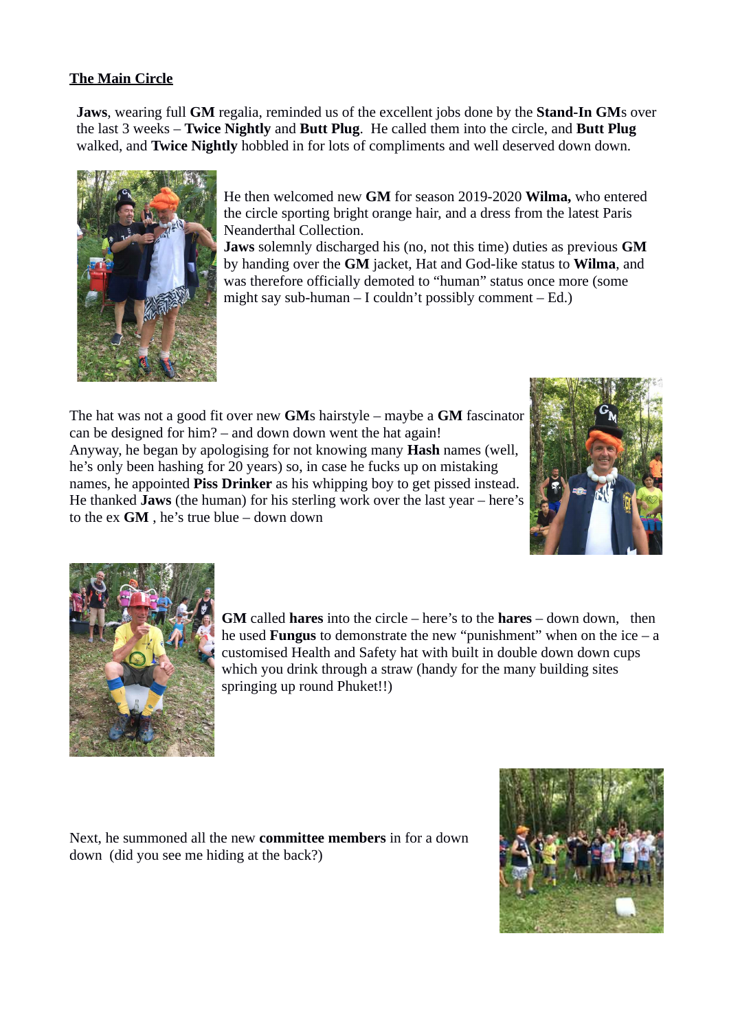## The Main Circle

**Jaws**, wearing full **GM** regalia, reminded us of the excellent jobs done by the **Stand-In GM**s over the last 3 weeks – **Twice Nightly** and **Butt Plug**. He called them into the circle, and **Butt Plug** walked, and **Twice Nightly** hobbled in for lots of compliments and well deserved down down.

He then welcomed new **GM** for season 2019-2020 **Wilma,** who entered the circle sporting bright orange hair, and a dress from the latest Paris Neanderthal Collection.
**Jaws** solemnly discharged his (no, not this time) duties as previous **GM** by handing over the **GM** jacket, Hat and God-like status to **Wilma**, and was therefore officially demoted to "human" status once more (some might say sub-human – I couldn't possibly comment – Ed.)

The hat was not a good fit over new **GM**s hairstyle – maybe a **GM** fascinator can be designed for him? – and down down went the hat again!
Anyway, he began by apologising for not knowing many **Hash** names (well, he's only been hashing for 20 years) so, in case he fucks up on mistaking names, he appointed **Piss Drinker** as his whipping boy to get pissed instead. He thanked **Jaws** (the human) for his sterling work over the last year – here's to the ex **GM** , he's true blue – down down

**GM** called **hares** into the circle – here's to the **hares** – down down, then he used **Fungus** to demonstrate the new "punishment" when on the ice – a customised Health and Safety hat with built in double down down cups which you drink through a straw (handy for the many building sites springing up round Phuket!!)

Next, he summoned all the new **committee members** in for a down down (did you see me hiding at the back?)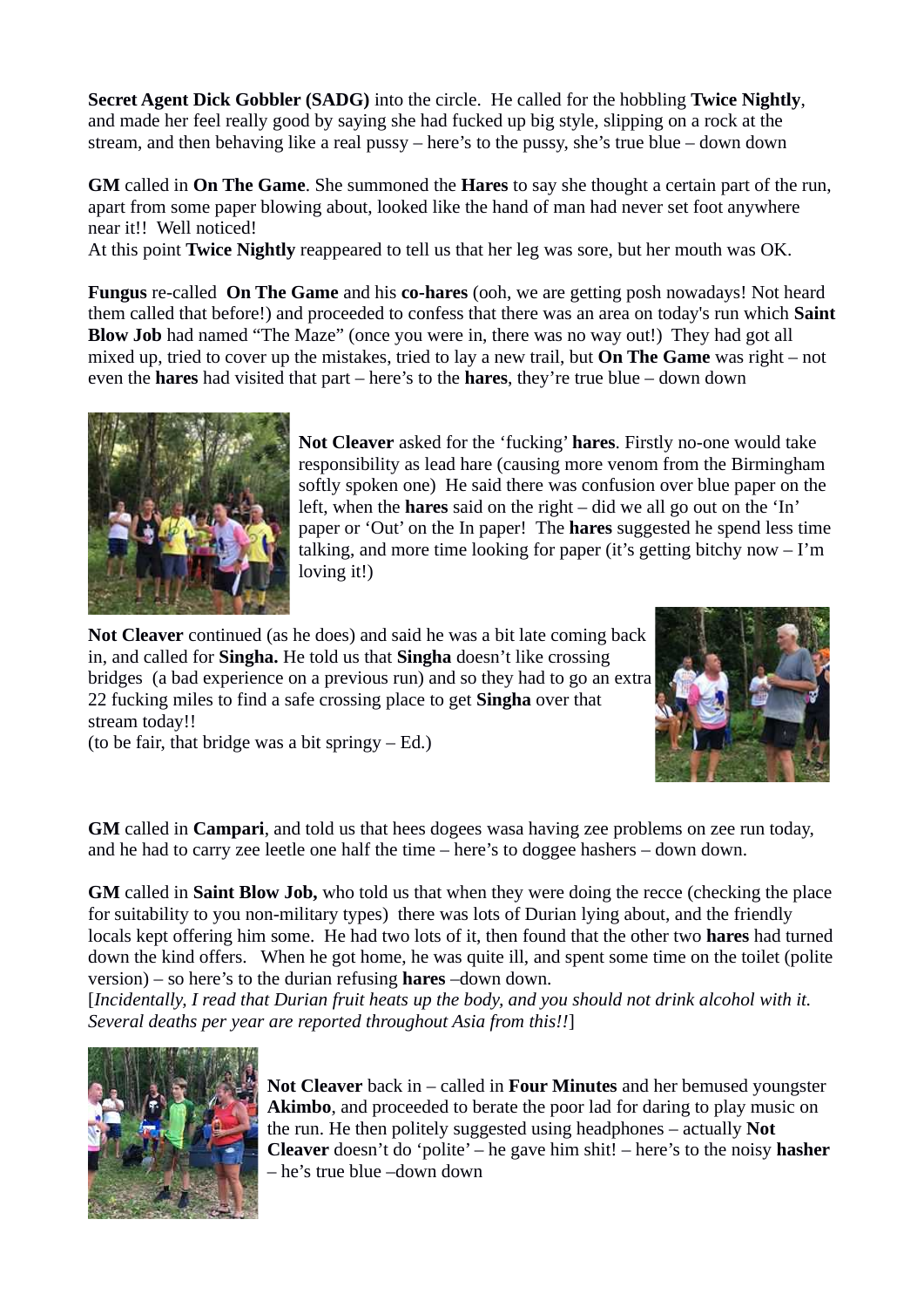**Secret Agent Dick Gobbler (SADG)** into the circle. He called for the hobbling **Twice Nightly**, and made her feel really good by saying she had fucked up big style, slipping on a rock at the stream, and then behaving like a real pussy – here's to the pussy, she's true blue – down down

**GM** called in **On The Game**. She summoned the **Hares** to say she thought a certain part of the run, apart from some paper blowing about, looked like the hand of man had never set foot anywhere near it!! Well noticed!
At this point **Twice Nightly** reappeared to tell us that her leg was sore, but her mouth was OK.

**Fungus** re-called **On The Game** and his **co-hares** (ooh, we are getting posh nowadays! Not heard them called that before!) and proceeded to confess that there was an area on today's run which **Saint Blow Job** had named "The Maze" (once you were in, there was no way out!) They had got all mixed up, tried to cover up the mistakes, tried to lay a new trail, but **On The Game** was right – not even the **hares** had visited that part – here's to the **hares**, they're true blue – down down

**Not Cleaver** asked for the 'fucking' **hares**. Firstly no-one would take responsibility as lead hare (causing more venom from the Birmingham softly spoken one) He said there was confusion over blue paper on the left, when the **hares** said on the right – did we all go out on the 'In' paper or 'Out' on the In paper! The **hares** suggested he spend less time talking, and more time looking for paper (it's getting bitchy now – I'm loving it!)

**Not Cleaver** continued (as he does) and said he was a bit late coming back in, and called for **Singha.** He told us that **Singha** doesn't like crossing bridges (a bad experience on a previous run) and so they had to go an extra 22 fucking miles to find a safe crossing place to get **Singha** over that stream today!!
(to be fair, that bridge was a bit springy – Ed.)

**GM** called in **Campari**, and told us that hees dogees wasa having zee problems on zee run today, and he had to carry zee leetle one half the time – here's to doggee hashers – down down.

**GM** called in **Saint Blow Job,** who told us that when they were doing the recce (checking the place for suitability to you non-military types) there was lots of Durian lying about, and the friendly locals kept offering him some. He had two lots of it, then found that the other two **hares** had turned down the kind offers. When he got home, he was quite ill, and spent some time on the toilet (polite version) – so here's to the durian refusing **hares** –down down.
[*Incidentally, I read that Durian fruit heats up the body, and you should not drink alcohol with it. Several deaths per year are reported throughout Asia from this!!*]

**Not Cleaver** back in – called in **Four Minutes** and her bemused youngster **Akimbo**, and proceeded to berate the poor lad for daring to play music on the run. He then politely suggested using headphones – actually **Not Cleaver** doesn't do 'polite' – he gave him shit! – here's to the noisy **hasher** – he's true blue –down down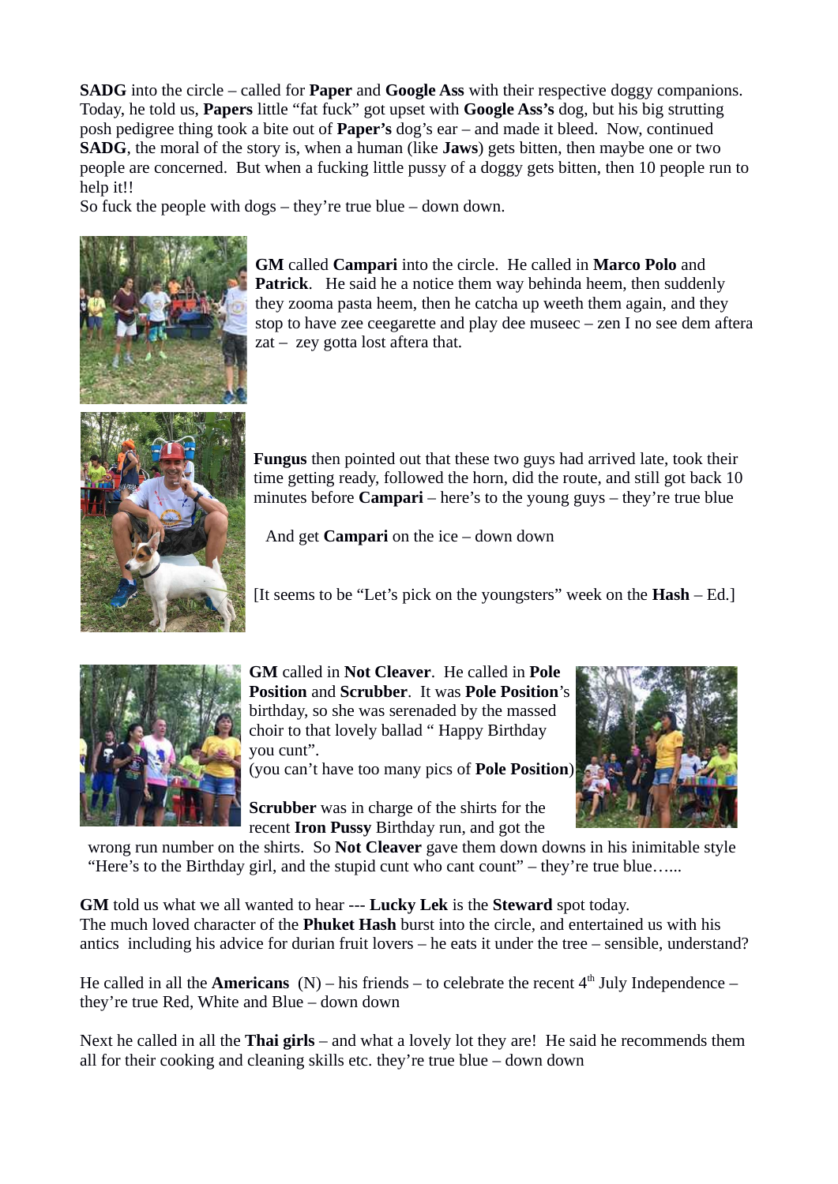**SADG** into the circle – called for **Paper** and **Google Ass** with their respective doggy companions. Today, he told us, **Papers** little "fat fuck" got upset with **Google Ass's** dog, but his big strutting posh pedigree thing took a bite out of **Paper's** dog's ear – and made it bleed. Now, continued **SADG**, the moral of the story is, when a human (like **Jaws**) gets bitten, then maybe one or two people are concerned. But when a fucking little pussy of a doggy gets bitten, then 10 people run to help it!!
So fuck the people with dogs – they're true blue – down down.

**GM** called **Campari** into the circle. He called in **Marco Polo** and **Patrick**. He said he a notice them way behinda heem, then suddenly they zooma pasta heem, then he catcha up weeth them again, and they stop to have zee ceegarette and play dee museec – zen I no see dem aftera zat – zey gotta lost aftera that.

**Fungus** then pointed out that these two guys had arrived late, took their time getting ready, followed the horn, did the route, and still got back 10 minutes before **Campari** – here's to the young guys – they're true blue

And get **Campari** on the ice – down down

[It seems to be "Let's pick on the youngsters" week on the **Hash** – Ed.]

**GM** called in **Not Cleaver**. He called in **Pole Position** and **Scrubber**. It was **Pole Position**'s birthday, so she was serenaded by the massed choir to that lovely ballad " Happy Birthday you cunt".
(you can't have too many pics of **Pole Position**)

**Scrubber** was in charge of the shirts for the recent **Iron Pussy** Birthday run, and got the wrong run number on the shirts. So **Not Cleaver** gave them down downs in his inimitable style "Here's to the Birthday girl, and the stupid cunt who cant count" – they're true blue…...

**GM** told us what we all wanted to hear --- **Lucky Lek** is the **Steward** spot today.
The much loved character of the **Phuket Hash** burst into the circle, and entertained us with his antics including his advice for durian fruit lovers – he eats it under the tree – sensible, understand?

He called in all the **Americans** (N) – his friends – to celebrate the recent 4th July Independence – they're true Red, White and Blue – down down

Next he called in all the **Thai girls** – and what a lovely lot they are! He said he recommends them all for their cooking and cleaning skills etc. they're true blue – down down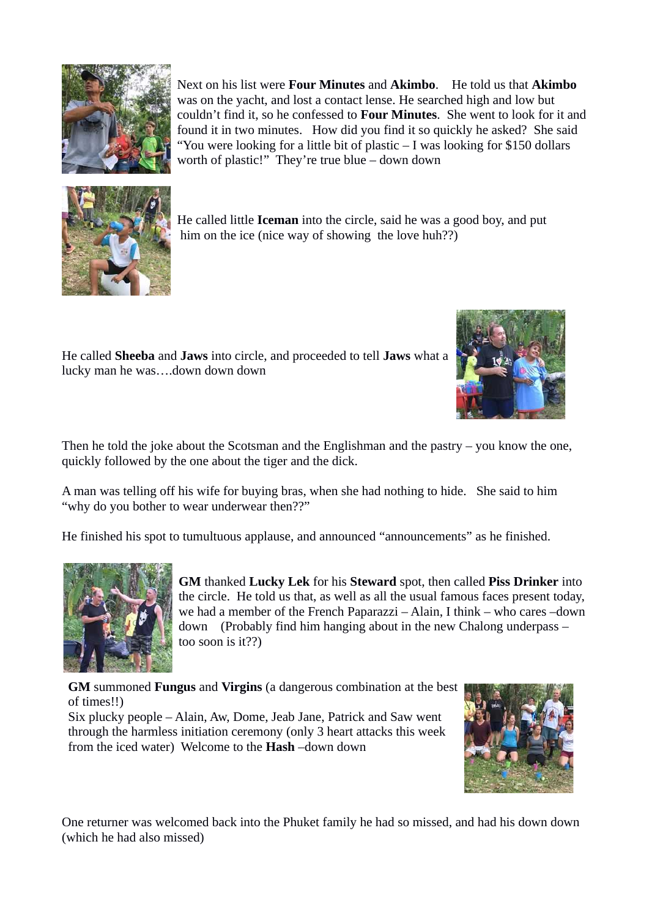Next on his list were **Four Minutes** and **Akimbo**. He told us that **Akimbo** was on the yacht, and lost a contact lense. He searched high and low but couldn't find it, so he confessed to **Four Minutes**. She went to look for it and found it in two minutes. How did you find it so quickly he asked? She said "You were looking for a little bit of plastic – I was looking for $150 dollars worth of plastic!" They're true blue – down down

He called little **Iceman** into the circle, said he was a good boy, and put him on the ice (nice way of showing the love huh??)

He called **Sheeba** and **Jaws** into circle, and proceeded to tell **Jaws** what a lucky man he was….down down down

Then he told the joke about the Scotsman and the Englishman and the pastry – you know the one, quickly followed by the one about the tiger and the dick.

A man was telling off his wife for buying bras, when she had nothing to hide. She said to him "why do you bother to wear underwear then??"

He finished his spot to tumultuous applause, and announced "announcements" as he finished.

**GM** thanked **Lucky Lek** for his **Steward** spot, then called **Piss Drinker** into the circle. He told us that, as well as all the usual famous faces present today, we had a member of the French Paparazzi – Alain, I think – who cares –down down (Probably find him hanging about in the new Chalong underpass – too soon is it??)

**GM** summoned **Fungus** and **Virgins** (a dangerous combination at the best of times!!)
Six plucky people – Alain, Aw, Dome, Jeab Jane, Patrick and Saw went through the harmless initiation ceremony (only 3 heart attacks this week from the iced water) Welcome to the **Hash** –down down

One returner was welcomed back into the Phuket family he had so missed, and had his down down (which he had also missed)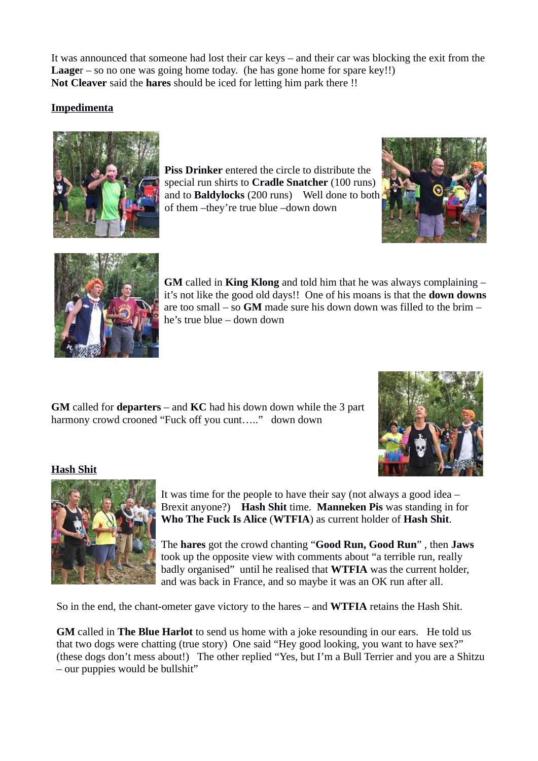It was announced that someone had lost their car keys – and their car was blocking the exit from the **Laage**r – so no one was going home today. (he has gone home for spare key!!)
**Not Cleaver** said the **hares** should be iced for letting him park there !!

## Impedimenta

**Piss Drinker** entered the circle to distribute the special run shirts to **Cradle Snatcher** (100 runs) and to **Baldylocks** (200 runs) Well done to both of them –they're true blue –down down

**GM** called in **King Klong** and told him that he was always complaining – it's not like the good old days!! One of his moans is that the **down downs** are too small – so **GM** made sure his down down was filled to the brim – he's true blue – down down

**GM** called for **departers** – and **KC** had his down down while the 3 part harmony crowd crooned "Fuck off you cunt….." down down

## Hash Shit

It was time for the people to have their say (not always a good idea – Brexit anyone?) **Hash Shit** time. **Manneken Pis** was standing in for **Who The Fuck Is Alice** (**WTFIA**) as current holder of **Hash Shit**.

The **hares** got the crowd chanting "**Good Run, Good Run**" , then **Jaws** took up the opposite view with comments about "a terrible run, really badly organised" until he realised that **WTFIA** was the current holder, and was back in France, and so maybe it was an OK run after all.

So in the end, the chant-ometer gave victory to the hares – and **WTFIA** retains the Hash Shit.

**GM** called in **The Blue Harlot** to send us home with a joke resounding in our ears. He told us that two dogs were chatting (true story) One said "Hey good looking, you want to have sex?" (these dogs don't mess about!) The other replied "Yes, but I'm a Bull Terrier and you are a Shitzu – our puppies would be bullshit"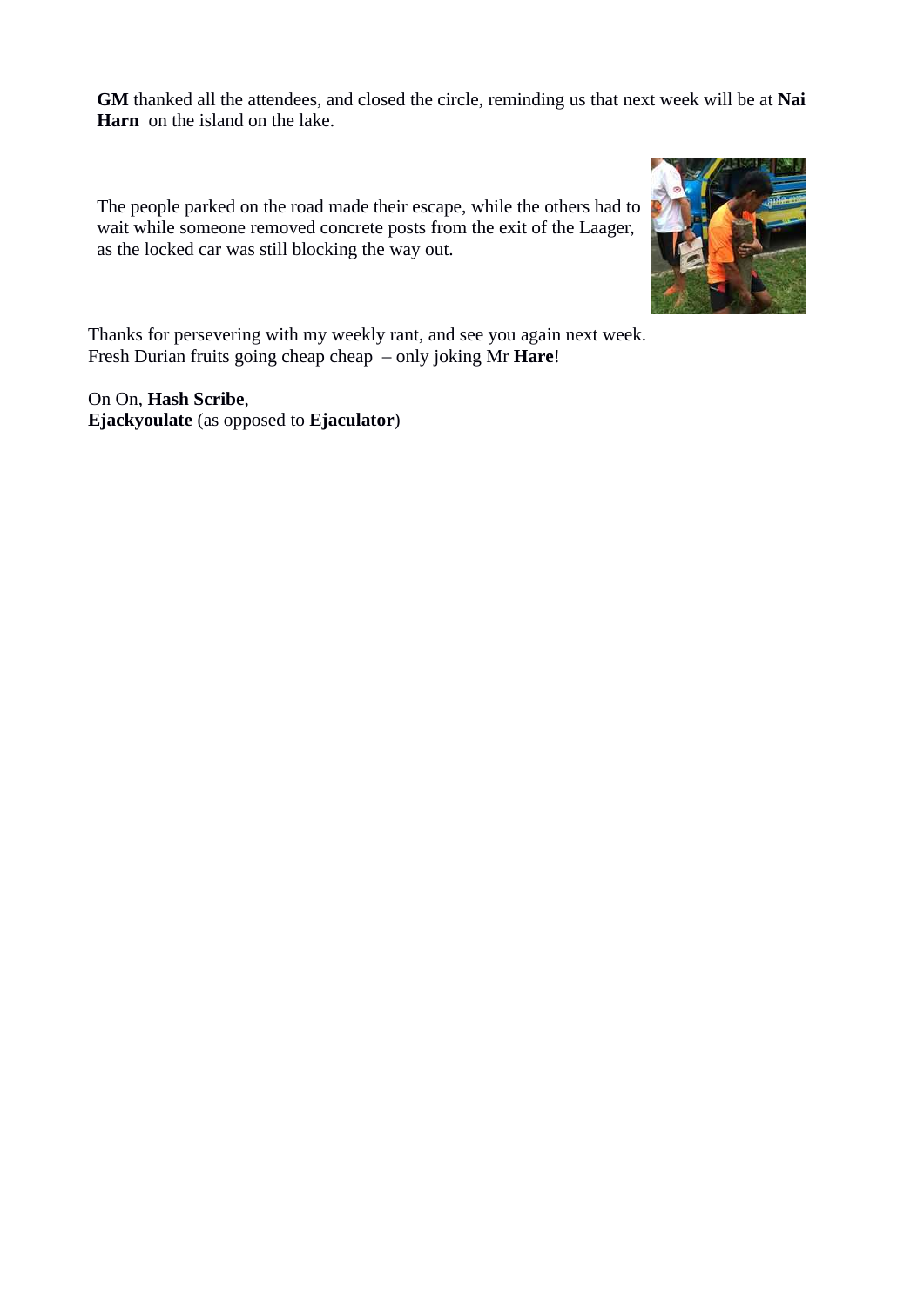**GM** thanked all the attendees, and closed the circle, reminding us that next week will be at **Nai Harn** on the island on the lake.

The people parked on the road made their escape, while the others had to wait while someone removed concrete posts from the exit of the Laager, as the locked car was still blocking the way out.

Thanks for persevering with my weekly rant, and see you again next week.
Fresh Durian fruits going cheap cheap – only joking Mr **Hare**!

On On, **Hash Scribe**,
**Ejackyoulate** (as opposed to **Ejaculator**)